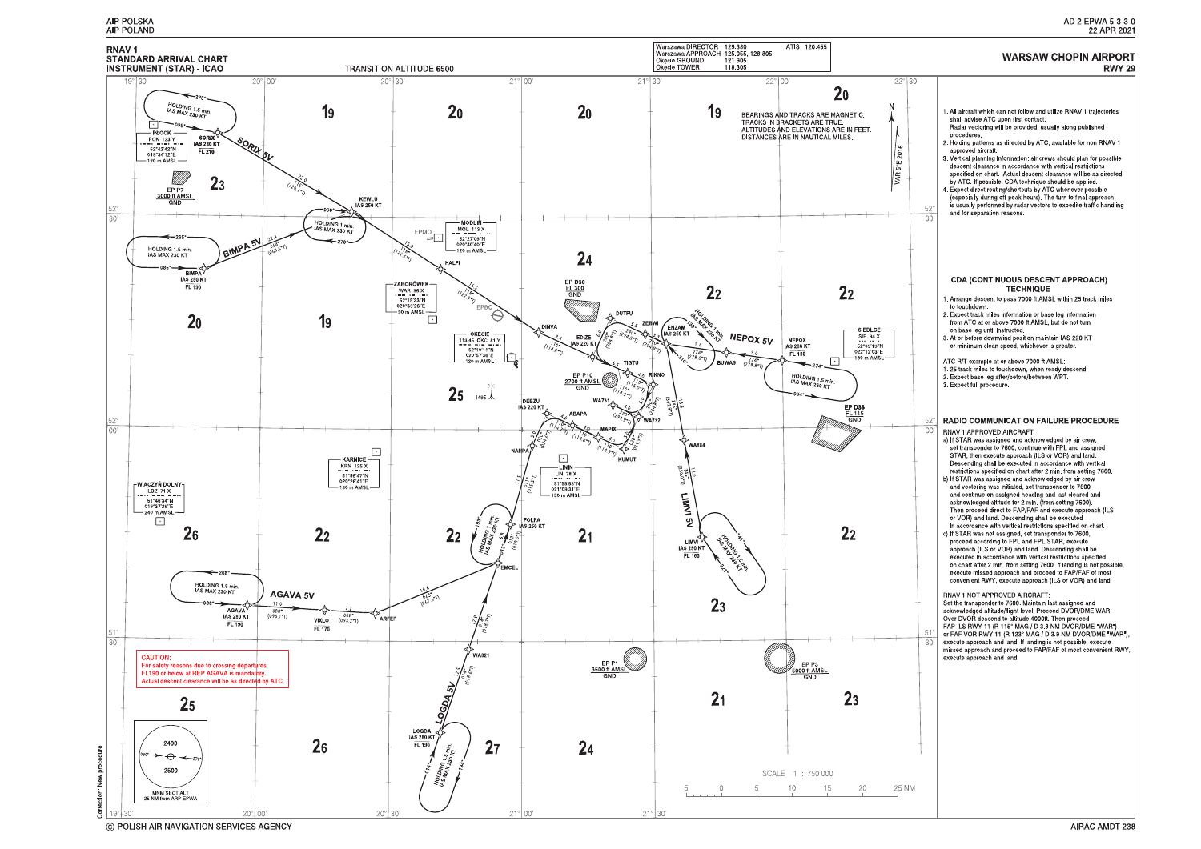# WARSAW CHOPIN AIRPORT RWY 29

**RNAV 1**
**STANDARD ARRIVAL CHART**
**INSTRUMENT (STAR) - ICAO**

TRANSITION ALTITUDE 6500

| | | | |
|---|---|---|---|
| Warszawa DIRECTOR | 129.380 | ATIS | 120.455 |
| Warszawa APPROACH | 125.055, 128.805 | | |
| Okęcie GROUND | 121.905 | | |
| Okęcie TOWER | 118.305 | | |

BEARINGS AND TRACKS ARE MAGNETIC.
TRACKS IN BRACKETS ARE TRUE.
ALTITUDES AND ELEVATIONS ARE IN FEET.
DISTANCES ARE IN NAUTICAL MILES.

VAR 5°E 2016

SORIX 5V, BIMPA 5V, NEPOX 5V, LIMVI 5V, LOGDA 5V, AGAVA 5V

CAUTION:
For safety reasons due to crossing departures FL190 or below at REP AGAVA is mandatory.
Actual descent clearance will be as directed by ATC.

MNM SECT ALT 25 NM from ARP EPWA: 2400 / 2500

SCALE 1 : 750 000

1. All aircraft which can not follow and utilize RNAV 1 trajectories shall advise ATC upon first contact.
   Radar vectoring will be provided, usually along published procedures.
2. Holding patterns as directed by ATC, available for non RNAV 1 approved aircraft.
3. Vertical planning information: air crews should plan for possible descent clearance in accordance with vertical restrictions specified on chart. Actual descent clearance will be as directed by ATC. If possible, CDA technique should be applied.
4. Expect direct routing/shortcuts by ATC whenever possible (especially during off-peak hours). The turn to final approach is usually performed by radar vectors to expedite traffic handling and for separation reasons.

## CDA (CONTINUOUS DESCENT APPROACH) TECHNIQUE

1. Arrange descent to pass 7000 ft AMSL within 25 track miles to touchdown.
2. Expect base leg information or base leg information from ATC at or above 7000 ft AMSL, but do not turn on base leg until instructed.
3. At or before downwind position maintain IAS 220 KT or minimum clean speed, whichever is greater.

ATC R/T example at or above 7000 ft AMSL:
1. 25 track miles to touchdown, when ready descend.
2. Expect base leg after/before/between WPT.
3. Expect full procedure.

## RADIO COMMUNICATION FAILURE PROCEDURE

RNAV 1 APPROVED AIRCRAFT:

a) If STAR was assigned and acknowledged by air crew, set transponder to 7600, continue with FPL and assigned STAR, then execute approach (ILS or VOR) and land. Descending shall be executed in accordance with vertical restrictions specified on chart after 2 min. from setting 7600.
b) If STAR was assigned and acknowledged by air crew and vectoring was initiated, set transponder to 7600 and continue on assigned heading and last cleared and acknowledged altitude for 2 min. (from setting 7600). Then proceed direct to FAP/FAF and execute approach (ILS or VOR) and land. Descending shall be executed in accordance with vertical restrictions specified on chart.
c) If STAR was not assigned, set transponder to 7600, proceed according to FPL and FPL STAR, execute approach (ILS or VOR) and land. Descending shall be executed in accordance with vertical restrictions specified on chart after 2 min. from setting 7600. If landing is not possible, execute missed approach and proceed to FAP/FAF of most convenient RWY, execute approach (ILS or VOR) and land.

RNAV 1 NOT APPROVED AIRCRAFT:
Set the transponder to 7600. Maintain last assigned and acknowledged altitude/flight level. Proceed DVOR/DME WAR. Over DVOR descend to altitude 4000ft. Then proceed FAP ILS RWY 11 (R 115° MAG / D 3.8 NM DVOR/DME "WAR") or FAF VOR RWY 11 (R 123° MAG / D 3.9 NM DVOR/DME "WAR"), execute approach and land. If landing is not possible, execute missed approach and proceed to FAP/FAF of most convenient RWY, execute approach and land.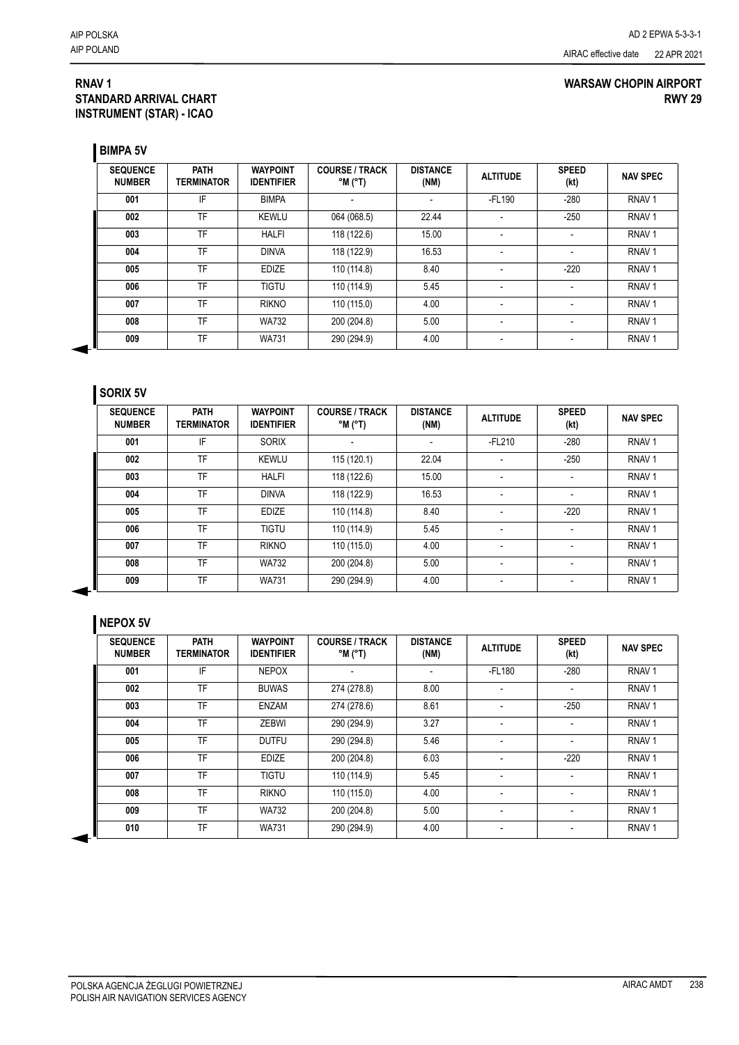**RNAV 1**
**STANDARD ARRIVAL CHART**
**INSTRUMENT (STAR) - ICAO**

**WARSAW CHOPIN AIRPORT**
**RWY 29**

## BIMPA 5V

| SEQUENCE NUMBER | PATH TERMINATOR | WAYPOINT IDENTIFIER | COURSE / TRACK °M (°T) | DISTANCE (NM) | ALTITUDE | SPEED (kt) | NAV SPEC |
|---|---|---|---|---|---|---|---|
| 001 | IF | BIMPA | - | - | -FL190 | -280 | RNAV 1 |
| 002 | TF | KEWLU | 064 (068.5) | 22.44 | - | -250 | RNAV 1 |
| 003 | TF | HALFI | 118 (122.6) | 15.00 | - | - | RNAV 1 |
| 004 | TF | DINVA | 118 (122.9) | 16.53 | - | - | RNAV 1 |
| 005 | TF | EDIZE | 110 (114.8) | 8.40 | - | -220 | RNAV 1 |
| 006 | TF | TIGTU | 110 (114.9) | 5.45 | - | - | RNAV 1 |
| 007 | TF | RIKNO | 110 (115.0) | 4.00 | - | - | RNAV 1 |
| 008 | TF | WA732 | 200 (204.8) | 5.00 | - | - | RNAV 1 |
| 009 | TF | WA731 | 290 (294.9) | 4.00 | - | - | RNAV 1 |

## SORIX 5V

| SEQUENCE NUMBER | PATH TERMINATOR | WAYPOINT IDENTIFIER | COURSE / TRACK °M (°T) | DISTANCE (NM) | ALTITUDE | SPEED (kt) | NAV SPEC |
|---|---|---|---|---|---|---|---|
| 001 | IF | SORIX | - | - | -FL210 | -280 | RNAV 1 |
| 002 | TF | KEWLU | 115 (120.1) | 22.04 | - | -250 | RNAV 1 |
| 003 | TF | HALFI | 118 (122.6) | 15.00 | - | - | RNAV 1 |
| 004 | TF | DINVA | 118 (122.9) | 16.53 | - | - | RNAV 1 |
| 005 | TF | EDIZE | 110 (114.8) | 8.40 | - | -220 | RNAV 1 |
| 006 | TF | TIGTU | 110 (114.9) | 5.45 | - | - | RNAV 1 |
| 007 | TF | RIKNO | 110 (115.0) | 4.00 | - | - | RNAV 1 |
| 008 | TF | WA732 | 200 (204.8) | 5.00 | - | - | RNAV 1 |
| 009 | TF | WA731 | 290 (294.9) | 4.00 | - | - | RNAV 1 |

## NEPOX 5V

| SEQUENCE NUMBER | PATH TERMINATOR | WAYPOINT IDENTIFIER | COURSE / TRACK °M (°T) | DISTANCE (NM) | ALTITUDE | SPEED (kt) | NAV SPEC |
|---|---|---|---|---|---|---|---|
| 001 | IF | NEPOX | - | - | -FL180 | -280 | RNAV 1 |
| 002 | TF | BUWAS | 274 (278.8) | 8.00 | - | - | RNAV 1 |
| 003 | TF | ENZAM | 274 (278.6) | 8.61 | - | -250 | RNAV 1 |
| 004 | TF | ZEBWI | 290 (294.9) | 3.27 | - | - | RNAV 1 |
| 005 | TF | DUTFU | 290 (294.8) | 5.46 | - | - | RNAV 1 |
| 006 | TF | EDIZE | 200 (204.8) | 6.03 | - | -220 | RNAV 1 |
| 007 | TF | TIGTU | 110 (114.9) | 5.45 | - | - | RNAV 1 |
| 008 | TF | RIKNO | 110 (115.0) | 4.00 | - | - | RNAV 1 |
| 009 | TF | WA732 | 200 (204.8) | 5.00 | - | - | RNAV 1 |
| 010 | TF | WA731 | 290 (294.9) | 4.00 | - | - | RNAV 1 |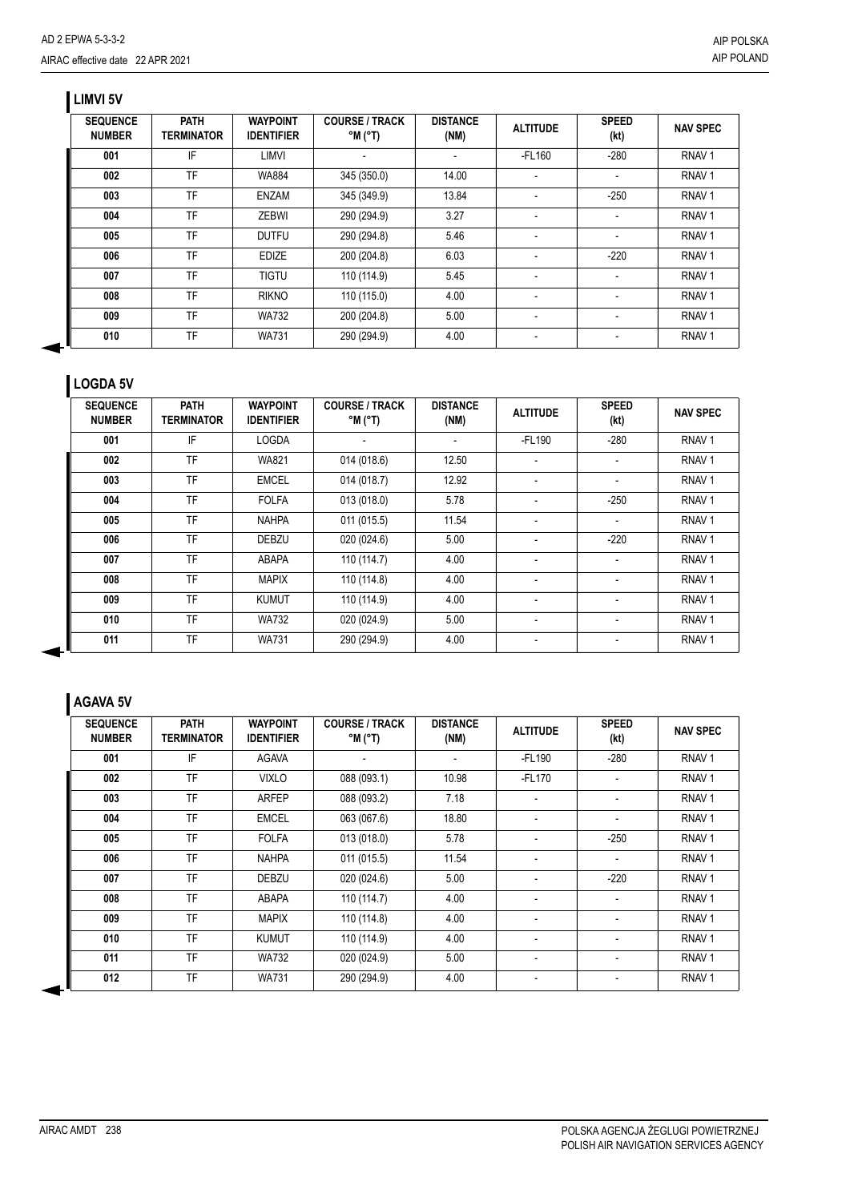## LIMVI 5V

| SEQUENCE NUMBER | PATH TERMINATOR | WAYPOINT IDENTIFIER | COURSE / TRACK °M (°T) | DISTANCE (NM) | ALTITUDE | SPEED (kt) | NAV SPEC |
|---|---|---|---|---|---|---|---|
| 001 | IF | LIMVI | - | - | -FL160 | -280 | RNAV 1 |
| 002 | TF | WA884 | 345 (350.0) | 14.00 | - | - | RNAV 1 |
| 003 | TF | ENZAM | 345 (349.9) | 13.84 | - | -250 | RNAV 1 |
| 004 | TF | ZEBWI | 290 (294.9) | 3.27 | - | - | RNAV 1 |
| 005 | TF | DUTFU | 290 (294.8) | 5.46 | - | - | RNAV 1 |
| 006 | TF | EDIZE | 200 (204.8) | 6.03 | - | -220 | RNAV 1 |
| 007 | TF | TIGTU | 110 (114.9) | 5.45 | - | - | RNAV 1 |
| 008 | TF | RIKNO | 110 (115.0) | 4.00 | - | - | RNAV 1 |
| 009 | TF | WA732 | 200 (204.8) | 5.00 | - | - | RNAV 1 |
| 010 | TF | WA731 | 290 (294.9) | 4.00 | - | - | RNAV 1 |

## LOGDA 5V

| SEQUENCE NUMBER | PATH TERMINATOR | WAYPOINT IDENTIFIER | COURSE / TRACK °M (°T) | DISTANCE (NM) | ALTITUDE | SPEED (kt) | NAV SPEC |
|---|---|---|---|---|---|---|---|
| 001 | IF | LOGDA | - | - | -FL190 | -280 | RNAV 1 |
| 002 | TF | WA821 | 014 (018.6) | 12.50 | - | - | RNAV 1 |
| 003 | TF | EMCEL | 014 (018.7) | 12.92 | - | - | RNAV 1 |
| 004 | TF | FOLFA | 013 (018.0) | 5.78 | - | -250 | RNAV 1 |
| 005 | TF | NAHPA | 011 (015.5) | 11.54 | - | - | RNAV 1 |
| 006 | TF | DEBZU | 020 (024.6) | 5.00 | - | -220 | RNAV 1 |
| 007 | TF | ABAPA | 110 (114.7) | 4.00 | - | - | RNAV 1 |
| 008 | TF | MAPIX | 110 (114.8) | 4.00 | - | - | RNAV 1 |
| 009 | TF | KUMUT | 110 (114.9) | 4.00 | - | - | RNAV 1 |
| 010 | TF | WA732 | 020 (024.9) | 5.00 | - | - | RNAV 1 |
| 011 | TF | WA731 | 290 (294.9) | 4.00 | - | - | RNAV 1 |

## AGAVA 5V

| SEQUENCE NUMBER | PATH TERMINATOR | WAYPOINT IDENTIFIER | COURSE / TRACK °M (°T) | DISTANCE (NM) | ALTITUDE | SPEED (kt) | NAV SPEC |
|---|---|---|---|---|---|---|---|
| 001 | IF | AGAVA | - | - | -FL190 | -280 | RNAV 1 |
| 002 | TF | VIXLO | 088 (093.1) | 10.98 | -FL170 | - | RNAV 1 |
| 003 | TF | ARFEP | 088 (093.2) | 7.18 | - | - | RNAV 1 |
| 004 | TF | EMCEL | 063 (067.6) | 18.80 | - | - | RNAV 1 |
| 005 | TF | FOLFA | 013 (018.0) | 5.78 | - | -250 | RNAV 1 |
| 006 | TF | NAHPA | 011 (015.5) | 11.54 | - | - | RNAV 1 |
| 007 | TF | DEBZU | 020 (024.6) | 5.00 | - | -220 | RNAV 1 |
| 008 | TF | ABAPA | 110 (114.7) | 4.00 | - | - | RNAV 1 |
| 009 | TF | MAPIX | 110 (114.8) | 4.00 | - | - | RNAV 1 |
| 010 | TF | KUMUT | 110 (114.9) | 4.00 | - | - | RNAV 1 |
| 011 | TF | WA732 | 020 (024.9) | 5.00 | - | - | RNAV 1 |
| 012 | TF | WA731 | 290 (294.9) | 4.00 | - | - | RNAV 1 |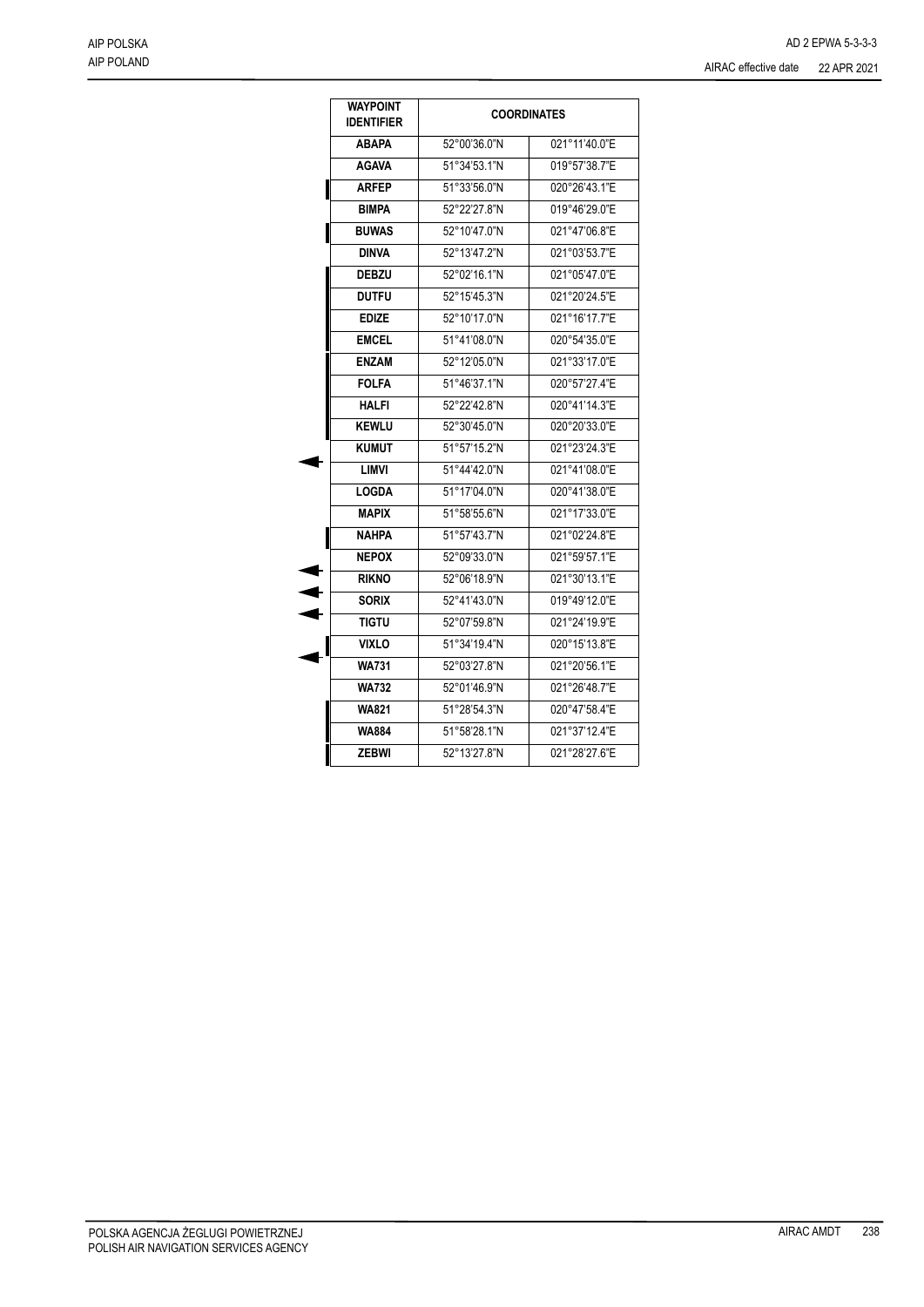| WAYPOINT IDENTIFIER | COORDINATES | |
|---|---|---|
| **ABAPA** | 52°00'36.0"N | 021°11'40.0"E |
| **AGAVA** | 51°34'53.1"N | 019°57'38.7"E |
| **ARFEP** | 51°33'56.0"N | 020°26'43.1"E |
| **BIMPA** | 52°22'27.8"N | 019°46'29.0"E |
| **BUWAS** | 52°10'47.0"N | 021°47'06.8"E |
| **DINVA** | 52°13'47.2"N | 021°03'53.7"E |
| **DEBZU** | 52°02'16.1"N | 021°05'47.0"E |
| **DUTFU** | 52°15'45.3"N | 021°20'24.5"E |
| **EDIZE** | 52°10'17.0"N | 021°16'17.7"E |
| **EMCEL** | 51°41'08.0"N | 020°54'35.0"E |
| **ENZAM** | 52°12'05.0"N | 021°33'17.0"E |
| **FOLFA** | 51°46'37.1"N | 020°57'27.4"E |
| **HALFI** | 52°22'42.8"N | 020°41'14.3"E |
| **KEWLU** | 52°30'45.0"N | 020°20'33.0"E |
| **KUMUT** | 51°57'15.2"N | 021°23'24.3"E |
| **LIMVI** | 51°44'42.0"N | 021°41'08.0"E |
| **LOGDA** | 51°17'04.0"N | 020°41'38.0"E |
| **MAPIX** | 51°58'55.6"N | 021°17'33.0"E |
| **NAHPA** | 51°57'43.7"N | 021°02'24.8"E |
| **NEPOX** | 52°09'33.0"N | 021°59'57.1"E |
| **RIKNO** | 52°06'18.9"N | 021°30'13.1"E |
| **SORIX** | 52°41'43.0"N | 019°49'12.0"E |
| **TIGTU** | 52°07'59.8"N | 021°24'19.9"E |
| **VIXLO** | 51°34'19.4"N | 020°15'13.8"E |
| **WA731** | 52°03'27.8"N | 021°20'56.1"E |
| **WA732** | 52°01'46.9"N | 021°26'48.7"E |
| **WA821** | 51°28'54.3"N | 020°47'58.4"E |
| **WA884** | 51°58'28.1"N | 021°37'12.4"E |
| **ZEBWI** | 52°13'27.8"N | 021°28'27.6"E |